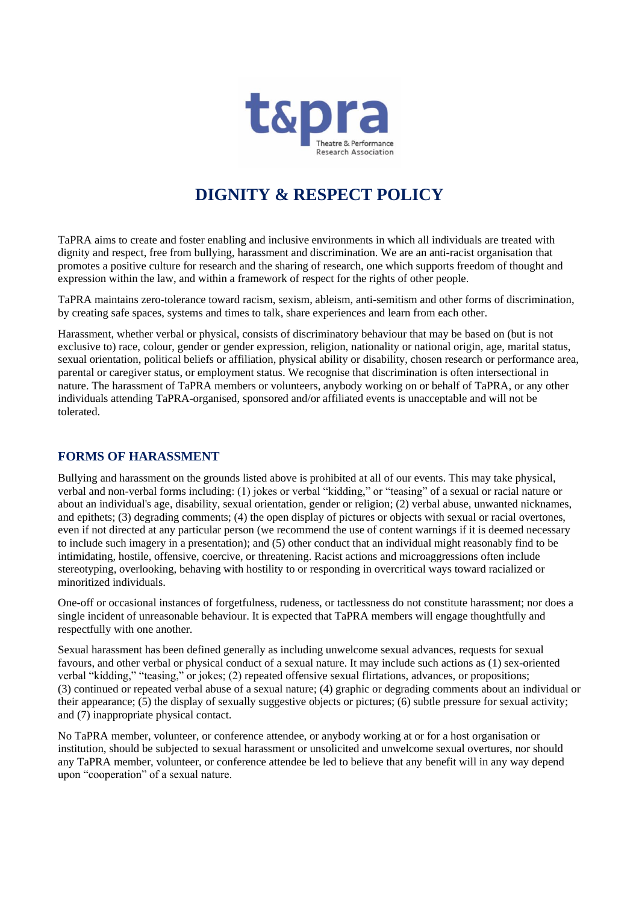# DIGNITY & RESPECT POLICY

TaPRA aims to create and foster enabling and inclusive environments in which all individuals are treated with dignity and respect, free from bullying, harassment and discrimination. We are an anti-racist organisation that promotes a positive culture for research and the sharing of research, one which supports freedom of thought and expression within the law, and within a framework of respect for the rights of other people.

TaPRA maintains zero-tolerance toward racism, sexism, ableism, anti-semitism and other forms of discrimination, by creating safe spaces, systems and times to talk, share experiences and learn from each other.

Harassment, whether verbal or physical, consists of discriminatory behaviour that may be based on (but is not exclusive to) race, colour, gender or gender expression, religion, nationality or national origin, age, marital status, sexual orientation, political beliefs or affiliation, physical ability or disability, chosen research or performance area, parental or caregiver status, or employment status. We recognise that discrimination is often intersectional in nature. The harassment of TaPRA members or volunteers, anybody working on or behalf of TaPRA, or any other individuals attending TaPRA-organised, sponsored and/or affiliated events is unacceptable and will not be tolerated.

## FORMS OF HARASSMENT

Bullying and harassment on the grounds listed above is prohibited at all of our events. This may take physical, verbal and non-verbal forms including: (1) jokes or verbal "kidding," or "teasing" of a sexual or racial nature or about an individual's age, disability, sexual orientation, gender or religion; (2) verbal abuse, unwanted nicknames, and epithets; (3) degrading comments; (4) the open display of pictures or objects with sexual or racial overtones, even if not directed at any particular person (we recommend the use of content warnings if it is deemed necessary to include such imagery in a presentation); and (5) other conduct that an individual might reasonably find to be intimidating, hostile, offensive, coercive, or threatening. Racist actions and microaggressions often include stereotyping, overlooking, behaving with hostility to or responding in overcritical ways toward racialized or minoritized individuals.

One-off or occasional instances of forgetfulness, rudeness, or tactlessness do not constitute harassment; nor does a single incident of unreasonable behaviour. It is expected that TaPRA members will engage thoughtfully and respectfully with one another.

Sexual harassment has been defined generally as including unwelcome sexual advances, requests for sexual favours, and other verbal or physical conduct of a sexual nature. It may include such actions as (1) sex-oriented verbal "kidding," "teasing," or jokes; (2) repeated offensive sexual flirtations, advances, or propositions; (3) continued or repeated verbal abuse of a sexual nature; (4) graphic or degrading comments about an individual or their appearance; (5) the display of sexually suggestive objects or pictures; (6) subtle pressure for sexual activity; and (7) inappropriate physical contact.

No TaPRA member, volunteer, or conference attendee, or anybody working at or for a host organisation or institution, should be subjected to sexual harassment or unsolicited and unwelcome sexual overtures, nor should any TaPRA member, volunteer, or conference attendee be led to believe that any benefit will in any way depend upon "cooperation" of a sexual nature.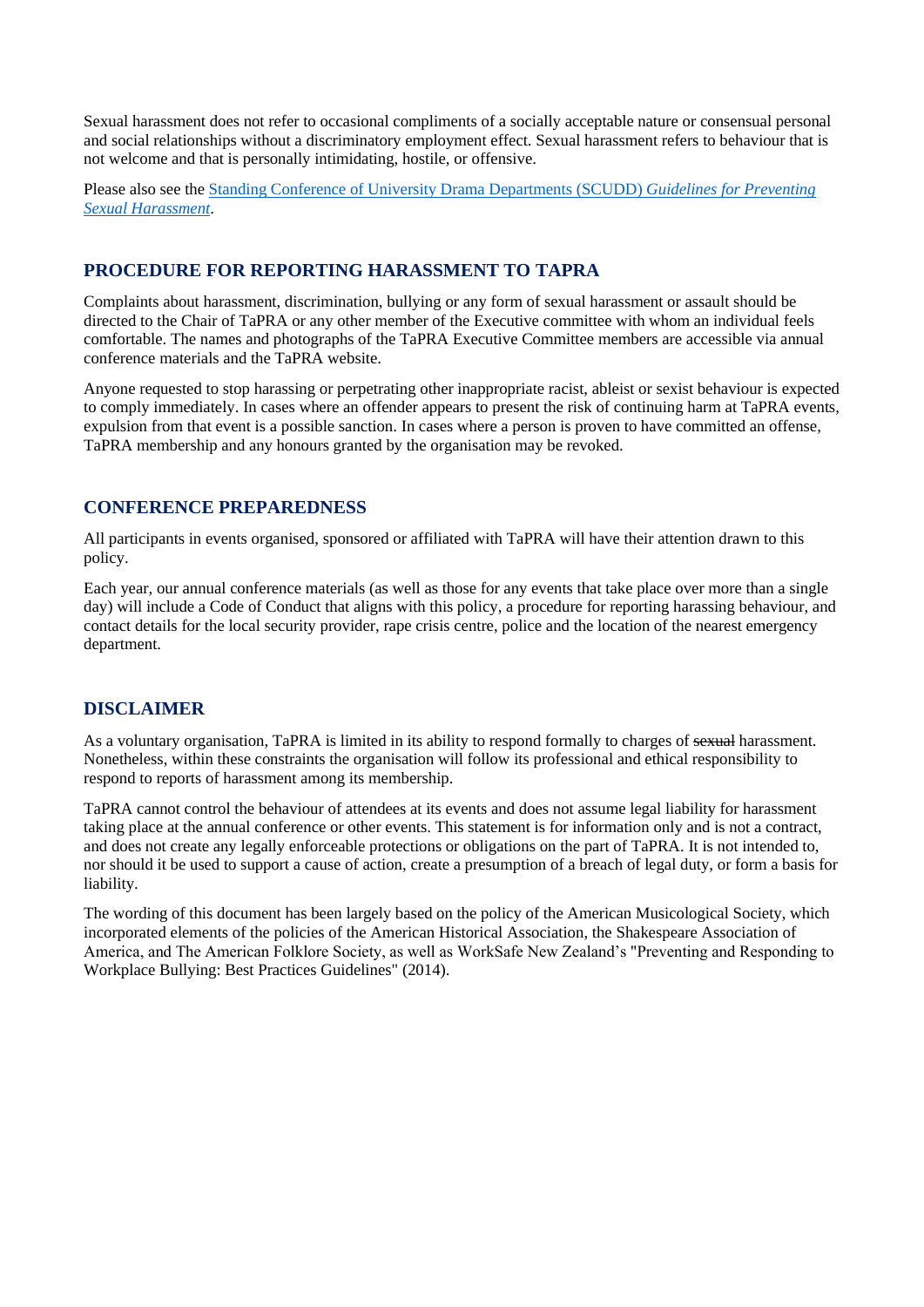Sexual harassment does not refer to occasional compliments of a socially acceptable nature or consensual personal and social relationships without a discriminatory employment effect. Sexual harassment refers to behaviour that is not welcome and that is personally intimidating, hostile, or offensive.

Please also see the [Standing Conference of University Drama Departments (SCUDD) *Guidelines for Preventing Sexual Harassment*].

## PROCEDURE FOR REPORTING HARASSMENT TO TAPRA

Complaints about harassment, discrimination, bullying or any form of sexual harassment or assault should be directed to the Chair of TaPRA or any other member of the Executive committee with whom an individual feels comfortable. The names and photographs of the TaPRA Executive Committee members are accessible via annual conference materials and the TaPRA website.

Anyone requested to stop harassing or perpetrating other inappropriate racist, ableist or sexist behaviour is expected to comply immediately. In cases where an offender appears to present the risk of continuing harm at TaPRA events, expulsion from that event is a possible sanction. In cases where a person is proven to have committed an offense, TaPRA membership and any honours granted by the organisation may be revoked.

## CONFERENCE PREPAREDNESS

All participants in events organised, sponsored or affiliated with TaPRA will have their attention drawn to this policy.

Each year, our annual conference materials (as well as those for any events that take place over more than a single day) will include a Code of Conduct that aligns with this policy, a procedure for reporting harassing behaviour, and contact details for the local security provider, rape crisis centre, police and the location of the nearest emergency department.

## DISCLAIMER

As a voluntary organisation, TaPRA is limited in its ability to respond formally to charges of ~~sexual~~ harassment. Nonetheless, within these constraints the organisation will follow its professional and ethical responsibility to respond to reports of harassment among its membership.

TaPRA cannot control the behaviour of attendees at its events and does not assume legal liability for harassment taking place at the annual conference or other events. This statement is for information only and is not a contract, and does not create any legally enforceable protections or obligations on the part of TaPRA. It is not intended to, nor should it be used to support a cause of action, create a presumption of a breach of legal duty, or form a basis for liability.

The wording of this document has been largely based on the policy of the American Musicological Society, which incorporated elements of the policies of the American Historical Association, the Shakespeare Association of America, and The American Folklore Society, as well as WorkSafe New Zealand's "Preventing and Responding to Workplace Bullying: Best Practices Guidelines" (2014).